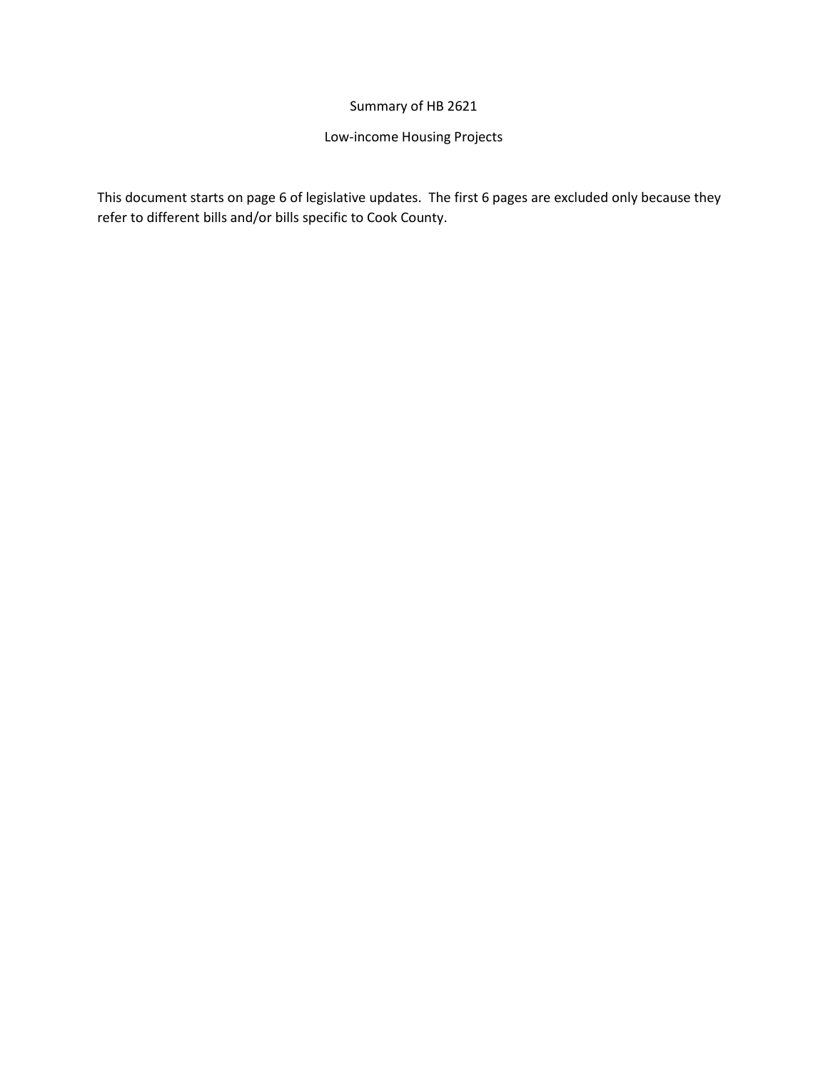# Summary of HB 2621

## Low-income Housing Projects

This document starts on page 6 of legislative updates. The first 6 pages are excluded only because they refer to different bills and/or bills specific to Cook County.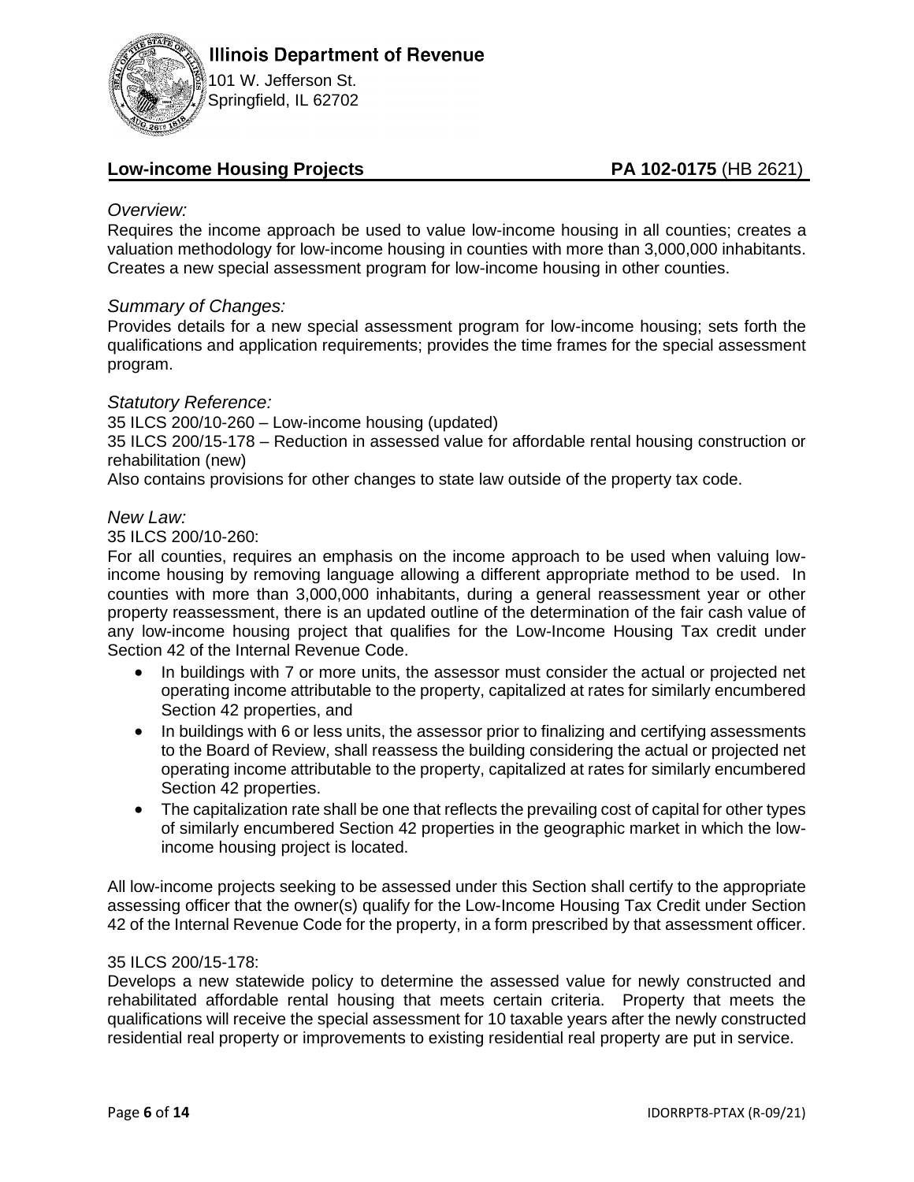# Illinois Department of Revenue

101 W. Jefferson St.
Springfield, IL 62702

## Low-income Housing Projects — PA 102-0175 (HB 2621)

*Overview:*

Requires the income approach be used to value low-income housing in all counties; creates a valuation methodology for low-income housing in counties with more than 3,000,000 inhabitants. Creates a new special assessment program for low-income housing in other counties.

*Summary of Changes:*

Provides details for a new special assessment program for low-income housing; sets forth the qualifications and application requirements; provides the time frames for the special assessment program.

*Statutory Reference:*

35 ILCS 200/10-260 – Low-income housing (updated)
35 ILCS 200/15-178 – Reduction in assessed value for affordable rental housing construction or rehabilitation (new)
Also contains provisions for other changes to state law outside of the property tax code.

*New Law:*

35 ILCS 200/10-260:

For all counties, requires an emphasis on the income approach to be used when valuing low-income housing by removing language allowing a different appropriate method to be used. In counties with more than 3,000,000 inhabitants, during a general reassessment year or other property reassessment, there is an updated outline of the determination of the fair cash value of any low-income housing project that qualifies for the Low-Income Housing Tax credit under Section 42 of the Internal Revenue Code.

- In buildings with 7 or more units, the assessor must consider the actual or projected net operating income attributable to the property, capitalized at rates for similarly encumbered Section 42 properties, and
- In buildings with 6 or less units, the assessor prior to finalizing and certifying assessments to the Board of Review, shall reassess the building considering the actual or projected net operating income attributable to the property, capitalized at rates for similarly encumbered Section 42 properties.
- The capitalization rate shall be one that reflects the prevailing cost of capital for other types of similarly encumbered Section 42 properties in the geographic market in which the low-income housing project is located.

All low-income projects seeking to be assessed under this Section shall certify to the appropriate assessing officer that the owner(s) qualify for the Low-Income Housing Tax Credit under Section 42 of the Internal Revenue Code for the property, in a form prescribed by that assessment officer.

35 ILCS 200/15-178:

Develops a new statewide policy to determine the assessed value for newly constructed and rehabilitated affordable rental housing that meets certain criteria. Property that meets the qualifications will receive the special assessment for 10 taxable years after the newly constructed residential real property or improvements to existing residential real property are put in service.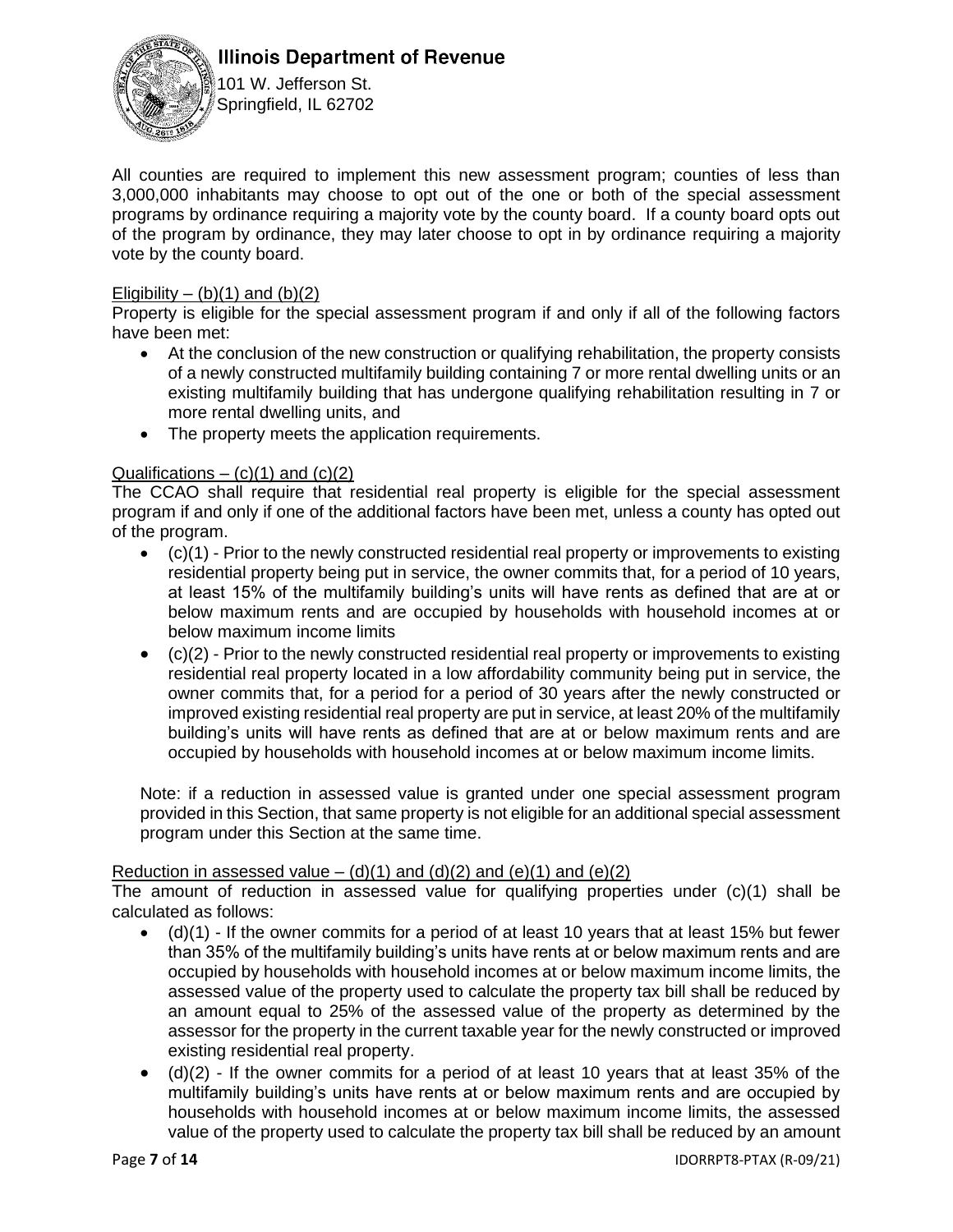All counties are required to implement this new assessment program; counties of less than 3,000,000 inhabitants may choose to opt out of the one or both of the special assessment programs by ordinance requiring a majority vote by the county board. If a county board opts out of the program by ordinance, they may later choose to opt in by ordinance requiring a majority vote by the county board.

Eligibility – (b)(1) and (b)(2)

Property is eligible for the special assessment program if and only if all of the following factors have been met:

- At the conclusion of the new construction or qualifying rehabilitation, the property consists of a newly constructed multifamily building containing 7 or more rental dwelling units or an existing multifamily building that has undergone qualifying rehabilitation resulting in 7 or more rental dwelling units, and
- The property meets the application requirements.

Qualifications – (c)(1) and (c)(2)

The CCAO shall require that residential real property is eligible for the special assessment program if and only if one of the additional factors have been met, unless a county has opted out of the program.

- (c)(1) - Prior to the newly constructed residential real property or improvements to existing residential property being put in service, the owner commits that, for a period of 10 years, at least 15% of the multifamily building's units will have rents as defined that are at or below maximum rents and are occupied by households with household incomes at or below maximum income limits
- (c)(2) - Prior to the newly constructed residential real property or improvements to existing residential real property located in a low affordability community being put in service, the owner commits that, for a period for a period of 30 years after the newly constructed or improved existing residential real property are put in service, at least 20% of the multifamily building's units will have rents as defined that are at or below maximum rents and are occupied by households with household incomes at or below maximum income limits.

Note: if a reduction in assessed value is granted under one special assessment program provided in this Section, that same property is not eligible for an additional special assessment program under this Section at the same time.

Reduction in assessed value – (d)(1) and (d)(2) and (e)(1) and (e)(2)

The amount of reduction in assessed value for qualifying properties under (c)(1) shall be calculated as follows:

- (d)(1) - If the owner commits for a period of at least 10 years that at least 15% but fewer than 35% of the multifamily building's units have rents at or below maximum rents and are occupied by households with household incomes at or below maximum income limits, the assessed value of the property used to calculate the property tax bill shall be reduced by an amount equal to 25% of the assessed value of the property as determined by the assessor for the property in the current taxable year for the newly constructed or improved existing residential real property.
- (d)(2) - If the owner commits for a period of at least 10 years that at least 35% of the multifamily building's units have rents at or below maximum rents and are occupied by households with household incomes at or below maximum income limits, the assessed value of the property used to calculate the property tax bill shall be reduced by an amount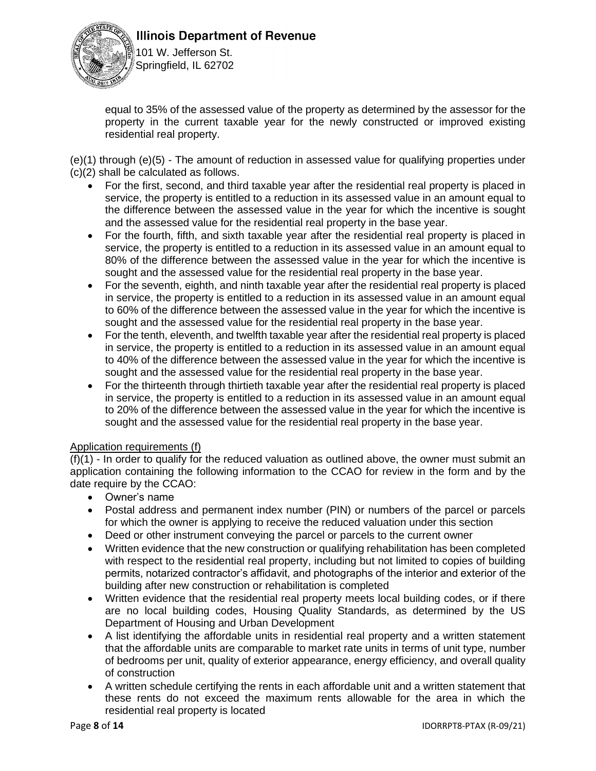equal to 35% of the assessed value of the property as determined by the assessor for the property in the current taxable year for the newly constructed or improved existing residential real property.

(e)(1) through (e)(5) - The amount of reduction in assessed value for qualifying properties under (c)(2) shall be calculated as follows.

- For the first, second, and third taxable year after the residential real property is placed in service, the property is entitled to a reduction in its assessed value in an amount equal to the difference between the assessed value in the year for which the incentive is sought and the assessed value for the residential real property in the base year.
- For the fourth, fifth, and sixth taxable year after the residential real property is placed in service, the property is entitled to a reduction in its assessed value in an amount equal to 80% of the difference between the assessed value in the year for which the incentive is sought and the assessed value for the residential real property in the base year.
- For the seventh, eighth, and ninth taxable year after the residential real property is placed in service, the property is entitled to a reduction in its assessed value in an amount equal to 60% of the difference between the assessed value in the year for which the incentive is sought and the assessed value for the residential real property in the base year.
- For the tenth, eleventh, and twelfth taxable year after the residential real property is placed in service, the property is entitled to a reduction in its assessed value in an amount equal to 40% of the difference between the assessed value in the year for which the incentive is sought and the assessed value for the residential real property in the base year.
- For the thirteenth through thirtieth taxable year after the residential real property is placed in service, the property is entitled to a reduction in its assessed value in an amount equal to 20% of the difference between the assessed value in the year for which the incentive is sought and the assessed value for the residential real property in the base year.

Application requirements (f)

(f)(1) - In order to qualify for the reduced valuation as outlined above, the owner must submit an application containing the following information to the CCAO for review in the form and by the date require by the CCAO:

- Owner's name
- Postal address and permanent index number (PIN) or numbers of the parcel or parcels for which the owner is applying to receive the reduced valuation under this section
- Deed or other instrument conveying the parcel or parcels to the current owner
- Written evidence that the new construction or qualifying rehabilitation has been completed with respect to the residential real property, including but not limited to copies of building permits, notarized contractor's affidavit, and photographs of the interior and exterior of the building after new construction or rehabilitation is completed
- Written evidence that the residential real property meets local building codes, or if there are no local building codes, Housing Quality Standards, as determined by the US Department of Housing and Urban Development
- A list identifying the affordable units in residential real property and a written statement that the affordable units are comparable to market rate units in terms of unit type, number of bedrooms per unit, quality of exterior appearance, energy efficiency, and overall quality of construction
- A written schedule certifying the rents in each affordable unit and a written statement that these rents do not exceed the maximum rents allowable for the area in which the residential real property is located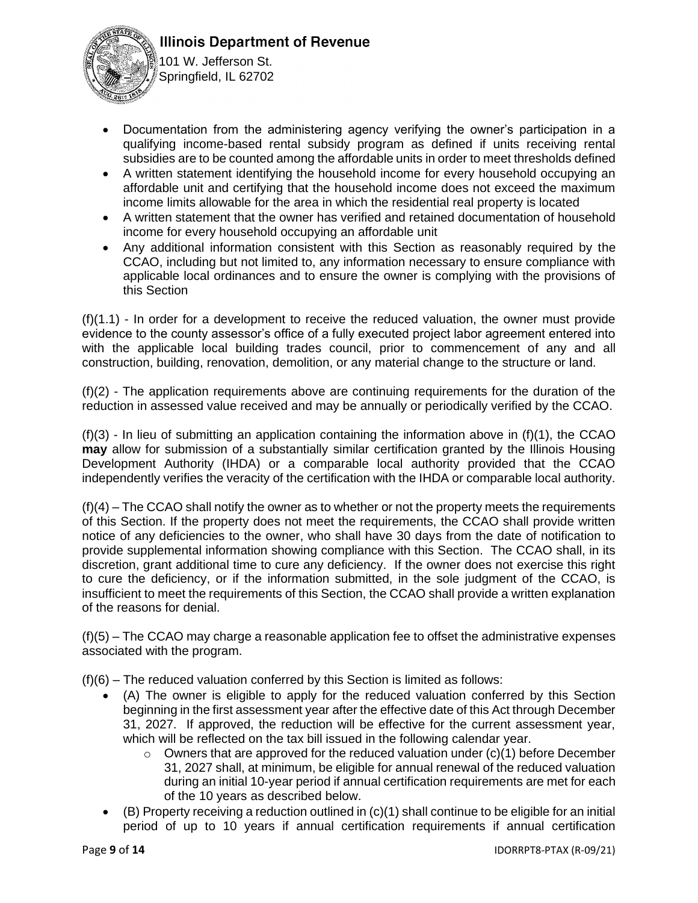- Documentation from the administering agency verifying the owner's participation in a qualifying income-based rental subsidy program as defined if units receiving rental subsidies are to be counted among the affordable units in order to meet thresholds defined
- A written statement identifying the household income for every household occupying an affordable unit and certifying that the household income does not exceed the maximum income limits allowable for the area in which the residential real property is located
- A written statement that the owner has verified and retained documentation of household income for every household occupying an affordable unit
- Any additional information consistent with this Section as reasonably required by the CCAO, including but not limited to, any information necessary to ensure compliance with applicable local ordinances and to ensure the owner is complying with the provisions of this Section

(f)(1.1) - In order for a development to receive the reduced valuation, the owner must provide evidence to the county assessor's office of a fully executed project labor agreement entered into with the applicable local building trades council, prior to commencement of any and all construction, building, renovation, demolition, or any material change to the structure or land.

(f)(2) - The application requirements above are continuing requirements for the duration of the reduction in assessed value received and may be annually or periodically verified by the CCAO.

(f)(3) - In lieu of submitting an application containing the information above in (f)(1), the CCAO **may** allow for submission of a substantially similar certification granted by the Illinois Housing Development Authority (IHDA) or a comparable local authority provided that the CCAO independently verifies the veracity of the certification with the IHDA or comparable local authority.

(f)(4) – The CCAO shall notify the owner as to whether or not the property meets the requirements of this Section. If the property does not meet the requirements, the CCAO shall provide written notice of any deficiencies to the owner, who shall have 30 days from the date of notification to provide supplemental information showing compliance with this Section. The CCAO shall, in its discretion, grant additional time to cure any deficiency. If the owner does not exercise this right to cure the deficiency, or if the information submitted, in the sole judgment of the CCAO, is insufficient to meet the requirements of this Section, the CCAO shall provide a written explanation of the reasons for denial.

(f)(5) – The CCAO may charge a reasonable application fee to offset the administrative expenses associated with the program.

(f)(6) – The reduced valuation conferred by this Section is limited as follows:

- (A) The owner is eligible to apply for the reduced valuation conferred by this Section beginning in the first assessment year after the effective date of this Act through December 31, 2027. If approved, the reduction will be effective for the current assessment year, which will be reflected on the tax bill issued in the following calendar year.
  - Owners that are approved for the reduced valuation under (c)(1) before December 31, 2027 shall, at minimum, be eligible for annual renewal of the reduced valuation during an initial 10-year period if annual certification requirements are met for each of the 10 years as described below.
- (B) Property receiving a reduction outlined in (c)(1) shall continue to be eligible for an initial period of up to 10 years if annual certification requirements if annual certification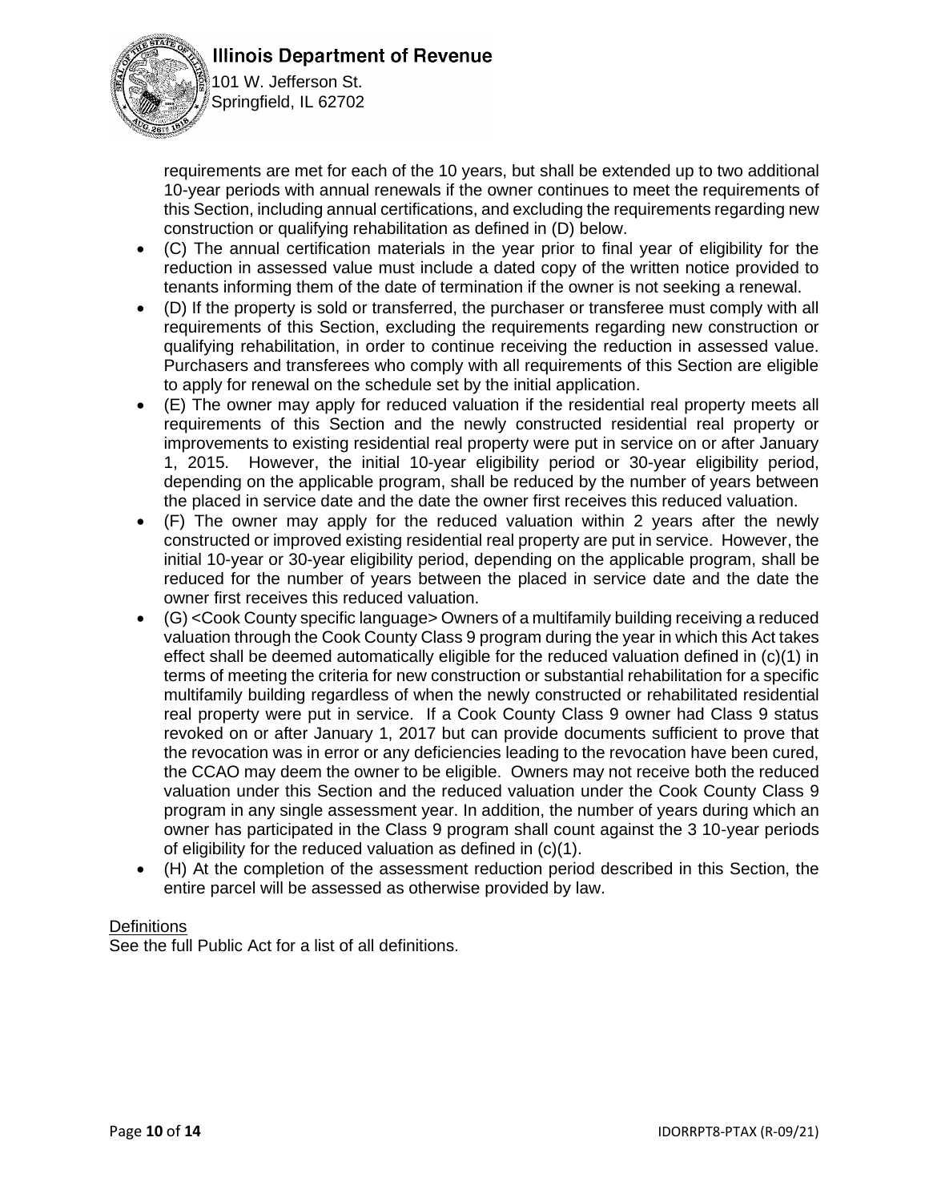requirements are met for each of the 10 years, but shall be extended up to two additional 10-year periods with annual renewals if the owner continues to meet the requirements of this Section, including annual certifications, and excluding the requirements regarding new construction or qualifying rehabilitation as defined in (D) below.

- (C) The annual certification materials in the year prior to final year of eligibility for the reduction in assessed value must include a dated copy of the written notice provided to tenants informing them of the date of termination if the owner is not seeking a renewal.
- (D) If the property is sold or transferred, the purchaser or transferee must comply with all requirements of this Section, excluding the requirements regarding new construction or qualifying rehabilitation, in order to continue receiving the reduction in assessed value. Purchasers and transferees who comply with all requirements of this Section are eligible to apply for renewal on the schedule set by the initial application.
- (E) The owner may apply for reduced valuation if the residential real property meets all requirements of this Section and the newly constructed residential real property or improvements to existing residential real property were put in service on or after January 1, 2015. However, the initial 10-year eligibility period or 30-year eligibility period, depending on the applicable program, shall be reduced by the number of years between the placed in service date and the date the owner first receives this reduced valuation.
- (F) The owner may apply for the reduced valuation within 2 years after the newly constructed or improved existing residential real property are put in service. However, the initial 10-year or 30-year eligibility period, depending on the applicable program, shall be reduced for the number of years between the placed in service date and the date the owner first receives this reduced valuation.
- (G) <Cook County specific language> Owners of a multifamily building receiving a reduced valuation through the Cook County Class 9 program during the year in which this Act takes effect shall be deemed automatically eligible for the reduced valuation defined in (c)(1) in terms of meeting the criteria for new construction or substantial rehabilitation for a specific multifamily building regardless of when the newly constructed or rehabilitated residential real property were put in service. If a Cook County Class 9 owner had Class 9 status revoked on or after January 1, 2017 but can provide documents sufficient to prove that the revocation was in error or any deficiencies leading to the revocation have been cured, the CCAO may deem the owner to be eligible. Owners may not receive both the reduced valuation under this Section and the reduced valuation under the Cook County Class 9 program in any single assessment year. In addition, the number of years during which an owner has participated in the Class 9 program shall count against the 3 10-year periods of eligibility for the reduced valuation as defined in (c)(1).
- (H) At the completion of the assessment reduction period described in this Section, the entire parcel will be assessed as otherwise provided by law.

Definitions

See the full Public Act for a list of all definitions.